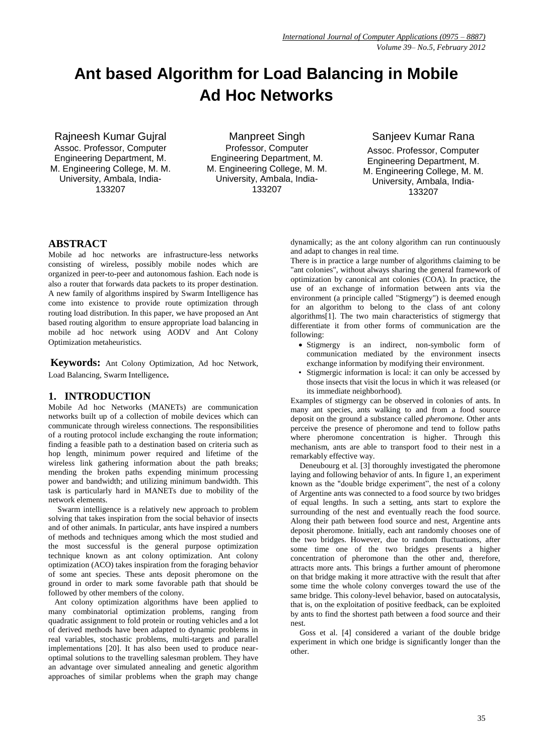# Ant based Algorithm for Load Balancing in Mobile Ad Hoc Networks

Rajneesh Kumar Gujral
Assoc. Professor, Computer Engineering Department, M. M. Engineering College, M. M. University, Ambala, India-133207

Manpreet Singh
Professor, Computer Engineering Department, M. M. Engineering College, M. M. University, Ambala, India-133207

Sanjeev Kumar Rana
Assoc. Professor, Computer Engineering Department, M. M. Engineering College, M. M. University, Ambala, India-133207

## ABSTRACT

Mobile ad hoc networks are infrastructure-less networks consisting of wireless, possibly mobile nodes which are organized in peer-to-peer and autonomous fashion. Each node is also a router that forwards data packets to its proper destination. A new family of algorithms inspired by Swarm Intelligence has come into existence to provide route optimization through routing load distribution. In this paper, we have proposed an Ant based routing algorithm to ensure appropriate load balancing in mobile ad hoc network using AODV and Ant Colony Optimization metaheuristics.

**Keywords:** Ant Colony Optimization, Ad hoc Network, Load Balancing, Swarm Intelligence**.**

## 1. INTRODUCTION

Mobile Ad hoc Networks (MANETs) are communication networks built up of a collection of mobile devices which can communicate through wireless connections. The responsibilities of a routing protocol include exchanging the route information; finding a feasible path to a destination based on criteria such as hop length, minimum power required and lifetime of the wireless link gathering information about the path breaks; mending the broken paths expending minimum processing power and bandwidth; and utilizing minimum bandwidth. This task is particularly hard in MANETs due to mobility of the network elements.

Swarm intelligence is a relatively new approach to problem solving that takes inspiration from the social behavior of insects and of other animals. In particular, ants have inspired a numbers of methods and techniques among which the most studied and the most successful is the general purpose optimization technique known as ant colony optimization. Ant colony optimization (ACO) takes inspiration from the foraging behavior of some ant species. These ants deposit pheromone on the ground in order to mark some favorable path that should be followed by other members of the colony.

Ant colony optimization algorithms have been applied to many combinatorial optimization problems, ranging from quadratic assignment to fold protein or routing vehicles and a lot of derived methods have been adapted to dynamic problems in real variables, stochastic problems, multi-targets and parallel implementations [20]. It has also been used to produce near-optimal solutions to the travelling salesman problem. They have an advantage over simulated annealing and genetic algorithm approaches of similar problems when the graph may change dynamically; as the ant colony algorithm can run continuously and adapt to changes in real time.

There is in practice a large number of algorithms claiming to be "ant colonies", without always sharing the general framework of optimization by canonical ant colonies (COA). In practice, the use of an exchange of information between ants via the environment (a principle called "Stigmergy") is deemed enough for an algorithm to belong to the class of ant colony algorithms[1]. The two main characteristics of stigmergy that differentiate it from other forms of communication are the following:

- Stigmergy is an indirect, non-symbolic form of communication mediated by the environment insects exchange information by modifying their environment.
- Stigmergic information is local: it can only be accessed by those insects that visit the locus in which it was released (or its immediate neighborhood).

Examples of stigmergy can be observed in colonies of ants. In many ant species, ants walking to and from a food source deposit on the ground a substance called *pheromone.* Other ants perceive the presence of pheromone and tend to follow paths where pheromone concentration is higher. Through this mechanism, ants are able to transport food to their nest in a remarkably effective way.

Deneubourg et al. [3] thoroughly investigated the pheromone laying and following behavior of ants. In figure 1, an experiment known as the "double bridge experiment", the nest of a colony of Argentine ants was connected to a food source by two bridges of equal lengths. In such a setting, ants start to explore the surrounding of the nest and eventually reach the food source. Along their path between food source and nest, Argentine ants deposit pheromone. Initially, each ant randomly chooses one of the two bridges. However, due to random fluctuations, after some time one of the two bridges presents a higher concentration of pheromone than the other and, therefore, attracts more ants. This brings a further amount of pheromone on that bridge making it more attractive with the result that after some time the whole colony converges toward the use of the same bridge. This colony-level behavior, based on autocatalysis, that is, on the exploitation of positive feedback, can be exploited by ants to find the shortest path between a food source and their nest.

Goss et al. [4] considered a variant of the double bridge experiment in which one bridge is significantly longer than the other.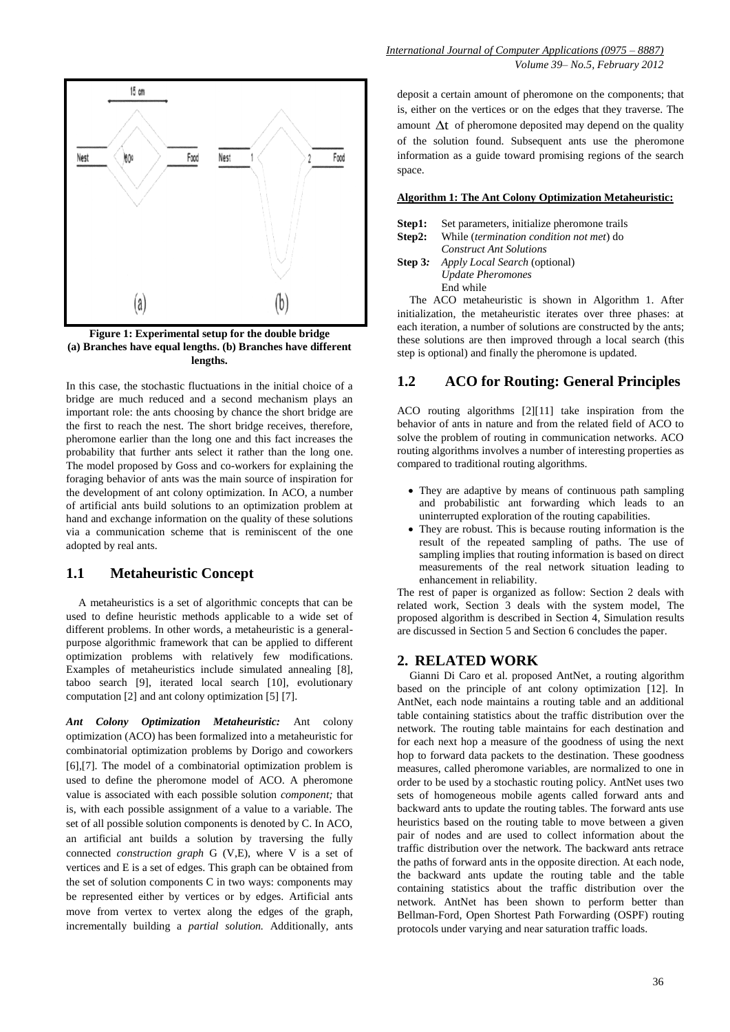**Figure 1: Experimental setup for the double bridge (a) Branches have equal lengths. (b) Branches have different lengths.**

In this case, the stochastic fluctuations in the initial choice of a bridge are much reduced and a second mechanism plays an important role: the ants choosing by chance the short bridge are the first to reach the nest. The short bridge receives, therefore, pheromone earlier than the long one and this fact increases the probability that further ants select it rather than the long one. The model proposed by Goss and co-workers for explaining the foraging behavior of ants was the main source of inspiration for the development of ant colony optimization. In ACO, a number of artificial ants build solutions to an optimization problem at hand and exchange information on the quality of these solutions via a communication scheme that is reminiscent of the one adopted by real ants.

## 1.1 Metaheuristic Concept

A metaheuristics is a set of algorithmic concepts that can be used to define heuristic methods applicable to a wide set of different problems. In other words, a metaheuristic is a general-purpose algorithmic framework that can be applied to different optimization problems with relatively few modifications. Examples of metaheuristics include simulated annealing [8], taboo search [9], iterated local search [10], evolutionary computation [2] and ant colony optimization [5] [7].

***Ant Colony Optimization Metaheuristic:*** Ant colony optimization (ACO) has been formalized into a metaheuristic for combinatorial optimization problems by Dorigo and coworkers [6],[7]. The model of a combinatorial optimization problem is used to define the pheromone model of ACO. A pheromone value is associated with each possible solution *component;* that is, with each possible assignment of a value to a variable. The set of all possible solution components is denoted by C. In ACO, an artificial ant builds a solution by traversing the fully connected *construction graph* G (V,E), where V is a set of vertices and E is a set of edges. This graph can be obtained from the set of solution components C in two ways: components may be represented either by vertices or by edges. Artificial ants move from vertex to vertex along the edges of the graph, incrementally building a *partial solution.* Additionally, ants deposit a certain amount of pheromone on the components; that is, either on the vertices or on the edges that they traverse. The amount $\Delta t$ of pheromone deposited may depend on the quality of the solution found. Subsequent ants use the pheromone information as a guide toward promising regions of the search space.

**Algorithm 1: The Ant Colony Optimization Metaheuristic:**

**Step1:** Set parameters, initialize pheromone trails
**Step2:** While (*termination condition not met*) do
*Construct Ant Solutions*
**Step 3:** *Apply Local Search* (optional)
*Update Pheromones*
End while

The ACO metaheuristic is shown in Algorithm 1. After initialization, the metaheuristic iterates over three phases: at each iteration, a number of solutions are constructed by the ants; these solutions are then improved through a local search (this step is optional) and finally the pheromone is updated.

## 1.2 ACO for Routing: General Principles

ACO routing algorithms [2][11] take inspiration from the behavior of ants in nature and from the related field of ACO to solve the problem of routing in communication networks. ACO routing algorithms involves a number of interesting properties as compared to traditional routing algorithms.

- They are adaptive by means of continuous path sampling and probabilistic ant forwarding which leads to an uninterrupted exploration of the routing capabilities.
- They are robust. This is because routing information is the result of the repeated sampling of paths. The use of sampling implies that routing information is based on direct measurements of the real network situation leading to enhancement in reliability.

The rest of paper is organized as follow: Section 2 deals with related work, Section 3 deals with the system model, The proposed algorithm is described in Section 4, Simulation results are discussed in Section 5 and Section 6 concludes the paper.

# 2. RELATED WORK

Gianni Di Caro et al. proposed AntNet, a routing algorithm based on the principle of ant colony optimization [12]. In AntNet, each node maintains a routing table and an additional table containing statistics about the traffic distribution over the network. The routing table maintains for each destination and for each next hop a measure of the goodness of using the next hop to forward data packets to the destination. These goodness measures, called pheromone variables, are normalized to one in order to be used by a stochastic routing policy. AntNet uses two sets of homogeneous mobile agents called forward ants and backward ants to update the routing tables. The forward ants use heuristics based on the routing table to move between a given pair of nodes and are used to collect information about the traffic distribution over the network. The backward ants retrace the paths of forward ants in the opposite direction. At each node, the backward ants update the routing table and the table containing statistics about the traffic distribution over the network. AntNet has been shown to perform better than Bellman-Ford, Open Shortest Path Forwarding (OSPF) routing protocols under varying and near saturation traffic loads.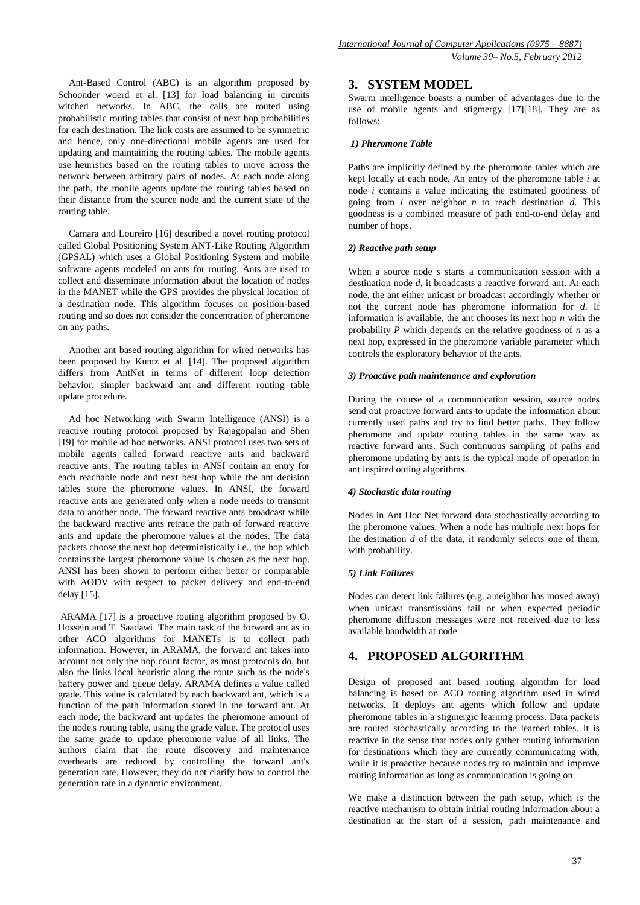Ant-Based Control (ABC) is an algorithm proposed by Schoonder woerd et al. [13] for load balancing in circuits witched networks. In ABC, the calls are routed using probabilistic routing tables that consist of next hop probabilities for each destination. The link costs are assumed to be symmetric and hence, only one-directional mobile agents are used for updating and maintaining the routing tables. The mobile agents use heuristics based on the routing tables to move across the network between arbitrary pairs of nodes. At each node along the path, the mobile agents update the routing tables based on their distance from the source node and the current state of the routing table.

Camara and Loureiro [16] described a novel routing protocol called Global Positioning System ANT-Like Routing Algorithm (GPSAL) which uses a Global Positioning System and mobile software agents modeled on ants for routing. Ants are used to collect and disseminate information about the location of nodes in the MANET while the GPS provides the physical location of a destination node. This algorithm focuses on position-based routing and so does not consider the concentration of pheromone on any paths.

Another ant based routing algorithm for wired networks has been proposed by Kuntz et al. [14]. The proposed algorithm differs from AntNet in terms of different loop detection behavior, simpler backward ant and different routing table update procedure.

Ad hoc Networking with Swarm Intelligence (ANSI) is a reactive routing protocol proposed by Rajagopalan and Shen [19] for mobile ad hoc networks. ANSI protocol uses two sets of mobile agents called forward reactive ants and backward reactive ants. The routing tables in ANSI contain an entry for each reachable node and next best hop while the ant decision tables store the pheromone values. In ANSI, the forward reactive ants are generated only when a node needs to transmit data to another node. The forward reactive ants broadcast while the backward reactive ants retrace the path of forward reactive ants and update the pheromone values at the nodes. The data packets choose the next hop deterministically i.e., the hop which contains the largest pheromone value is chosen as the next hop. ANSI has been shown to perform either better or comparable with AODV with respect to packet delivery and end-to-end delay [15].

ARAMA [17] is a proactive routing algorithm proposed by O. Hossein and T. Saadawi. The main task of the forward ant as in other ACO algorithms for MANETs is to collect path information. However, in ARAMA, the forward ant takes into account not only the hop count factor, as most protocols do, but also the links local heuristic along the route such as the node's battery power and queue delay. ARAMA defines a value called grade. This value is calculated by each backward ant, which is a function of the path information stored in the forward ant. At each node, the backward ant updates the pheromone amount of the node's routing table, using the grade value. The protocol uses the same grade to update pheromone value of all links. The authors claim that the route discovery and maintenance overheads are reduced by controlling the forward ant's generation rate. However, they do not clarify how to control the generation rate in a dynamic environment.

## 3. SYSTEM MODEL

Swarm intelligence boasts a number of advantages due to the use of mobile agents and stigmergy [17][18]. They are as follows:

***1) Pheromone Table***

Paths are implicitly defined by the pheromone tables which are kept locally at each node. An entry of the pheromone table *i* at node *i* contains a value indicating the estimated goodness of going from *i* over neighbor *n* to reach destination *d*. This goodness is a combined measure of path end-to-end delay and number of hops.

***2) Reactive path setup***

When a source node *s* starts a communication session with a destination node *d*, it broadcasts a reactive forward ant. At each node, the ant either unicast or broadcast accordingly whether or not the current node has pheromone information for *d*. If information is available, the ant chooses its next hop *n* with the probability *P* which depends on the relative goodness of *n* as a next hop, expressed in the pheromone variable parameter which controls the exploratory behavior of the ants.

***3) Proactive path maintenance and exploration***

During the course of a communication session, source nodes send out proactive forward ants to update the information about currently used paths and try to find better paths. They follow pheromone and update routing tables in the same way as reactive forward ants. Such continuous sampling of paths and pheromone updating by ants is the typical mode of operation in ant inspired outing algorithms.

***4) Stochastic data routing***

Nodes in Ant Hoc Net forward data stochastically according to the pheromone values. When a node has multiple next hops for the destination *d* of the data, it randomly selects one of them, with probability.

***5) Link Failures***

Nodes can detect link failures (e.g. a neighbor has moved away) when unicast transmissions fail or when expected periodic pheromone diffusion messages were not received due to less available bandwidth at node.

## 4. PROPOSED ALGORITHM

Design of proposed ant based routing algorithm for load balancing is based on ACO routing algorithm used in wired networks. It deploys ant agents which follow and update pheromone tables in a stigmergic learning process. Data packets are routed stochastically according to the learned tables. It is reactive in the sense that nodes only gather routing information for destinations which they are currently communicating with, while it is proactive because nodes try to maintain and improve routing information as long as communication is going on.

We make a distinction between the path setup, which is the reactive mechanism to obtain initial routing information about a destination at the start of a session, path maintenance and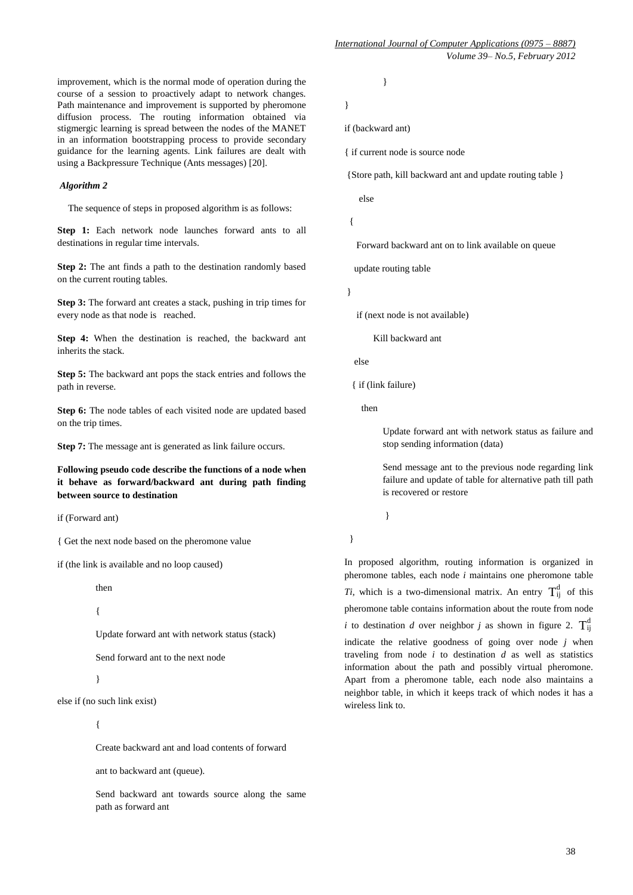improvement, which is the normal mode of operation during the course of a session to proactively adapt to network changes. Path maintenance and improvement is supported by pheromone diffusion process. The routing information obtained via stigmergic learning is spread between the nodes of the MANET in an information bootstrapping process to provide secondary guidance for the learning agents. Link failures are dealt with using a Backpressure Technique (Ants messages) [20].

***Algorithm 2***

The sequence of steps in proposed algorithm is as follows:

**Step 1:** Each network node launches forward ants to all destinations in regular time intervals.

**Step 2:** The ant finds a path to the destination randomly based on the current routing tables.

**Step 3:** The forward ant creates a stack, pushing in trip times for every node as that node is reached.

**Step 4:** When the destination is reached, the backward ant inherits the stack.

**Step 5:** The backward ant pops the stack entries and follows the path in reverse.

**Step 6:** The node tables of each visited node are updated based on the trip times.

**Step 7:** The message ant is generated as link failure occurs.

**Following pseudo code describe the functions of a node when it behave as forward/backward ant during path finding between source to destination**

```
if (Forward ant)

{ Get the next node based on the pheromone value

if (the link is available and no loop caused)

        then

        {

        Update forward ant with network status (stack)

        Send forward ant to the next node

        }

else if (no such link exist)

        {

        Create backward ant and load contents of forward

        ant to backward ant (queue).

        Send backward ant towards source along the same
        path as forward ant

        }

}

if (backward ant)

{ if current node is source node

{Store path, kill backward ant and update routing table }

    else

  {

    Forward backward ant on to link available on queue

    update routing table

  }

    if (next node is not available)

        Kill backward ant

    else

    { if (link failure)

        then

            Update forward ant with network status as failure and
            stop sending information (data)

            Send message ant to the previous node regarding link
            failure and update of table for alternative path till path
            is recovered or restore

            }

  }
```

In proposed algorithm, routing information is organized in pheromone tables, each node *i* maintains one pheromone table *Ti*, which is a two-dimensional matrix. An entry $T_{ij}^{d}$ of this pheromone table contains information about the route from node *i* to destination *d* over neighbor *j* as shown in figure 2. $T_{ij}^{d}$ indicate the relative goodness of going over node *j* when traveling from node *i* to destination *d* as well as statistics information about the path and possibly virtual pheromone. Apart from a pheromone table, each node also maintains a neighbor table, in which it keeps track of which nodes it has a wireless link to.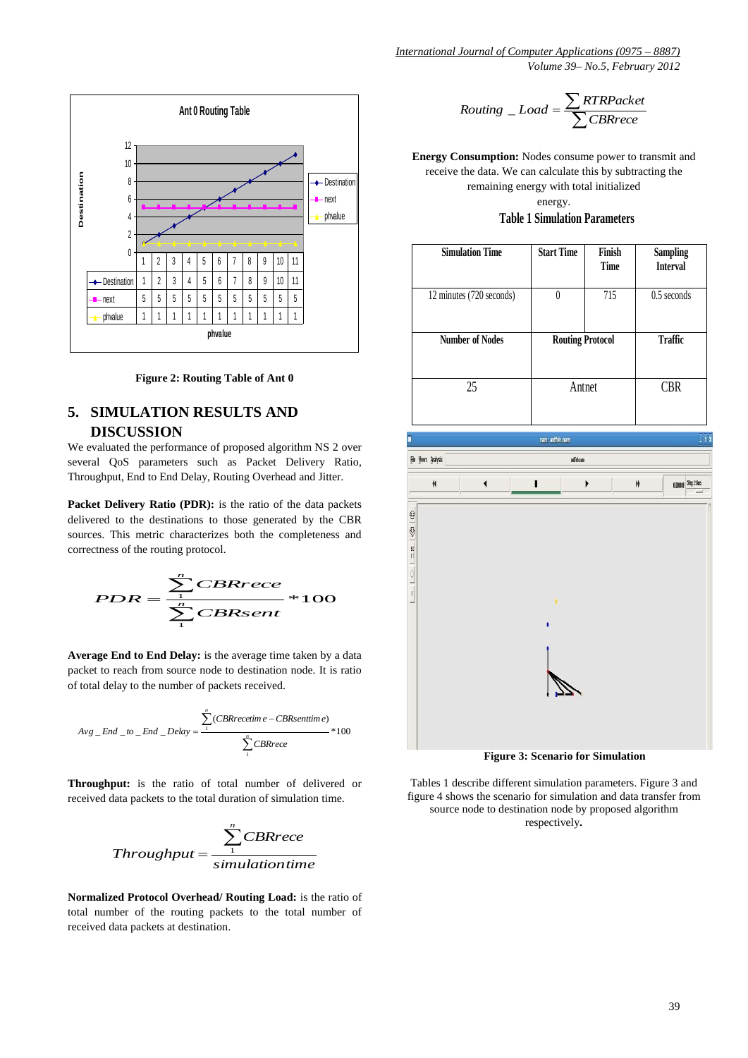Figure 2: Routing Table of Ant 0

## 5. SIMULATION RESULTS AND DISCUSSION

We evaluated the performance of proposed algorithm NS 2 over several QoS parameters such as Packet Delivery Ratio, Throughput, End to End Delay, Routing Overhead and Jitter.

**Packet Delivery Ratio (PDR):** is the ratio of the data packets delivered to the destinations to those generated by the CBR sources. This metric characterizes both the completeness and correctness of the routing protocol.

$$PDR = \frac{\sum_{1}^{n} CBRrece}{\sum_{1}^{n} CBRsent} * 100$$

**Average End to End Delay:** is the average time taken by a data packet to reach from source node to destination node. It is ratio of total delay to the number of packets received.

$$Avg\_End\_to\_End\_Delay = \frac{\sum_{1}^{n}(CBRrecetime - CBRsenttime)}{\sum_{1}^{n} CBRrece} * 100$$

**Throughput:** is the ratio of total number of delivered or received data packets to the total duration of simulation time.

$$Throughput = \frac{\sum_{1}^{n} CBRrece}{simulationtime}$$

**Normalized Protocol Overhead/ Routing Load:** is the ratio of total number of the routing packets to the total number of received data packets at destination.

$$Routing\_Load = \frac{\sum RTRPacket}{\sum CBRrece}$$

**Energy Consumption:** Nodes consume power to transmit and receive the data. We can calculate this by subtracting the remaining energy with total initialized energy.

**Table 1 Simulation Parameters**

| Simulation Time | Start Time | Finish Time | Sampling Interval |
|---|---|---|---|
| 12 minutes (720 seconds) | 0 | 715 | 0.5 seconds |
| **Number of Nodes** | **Routing Protocol** | | **Traffic** |
| 25 | Antnet | | CBR |

Figure 3: Scenario for Simulation

Tables 1 describe different simulation parameters. Figure 3 and figure 4 shows the scenario for simulation and data transfer from source node to destination node by proposed algorithm respectively.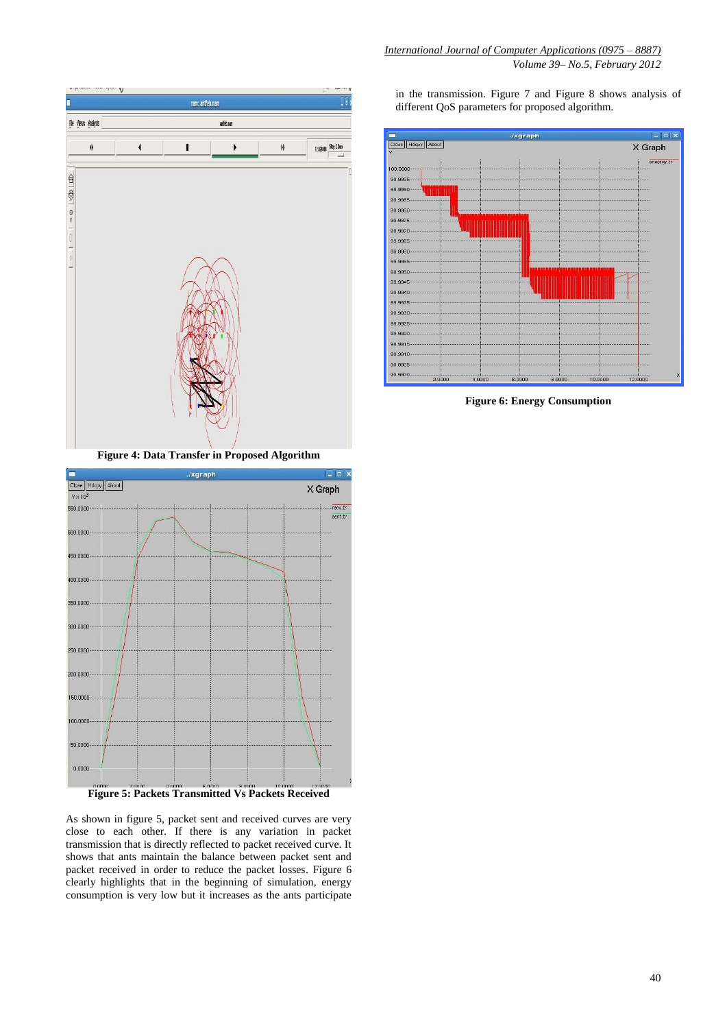Figure 4: Data Transfer in Proposed Algorithm

Figure 5: Packets Transmitted Vs Packets Received

As shown in figure 5, packet sent and received curves are very close to each other. If there is any variation in packet transmission that is directly reflected to packet received curve. It shows that ants maintain the balance between packet sent and packet received in order to reduce the packet losses. Figure 6 clearly highlights that in the beginning of simulation, energy consumption is very low but it increases as the ants participate in the transmission. Figure 7 and Figure 8 shows analysis of different QoS parameters for proposed algorithm.

Figure 6: Energy Consumption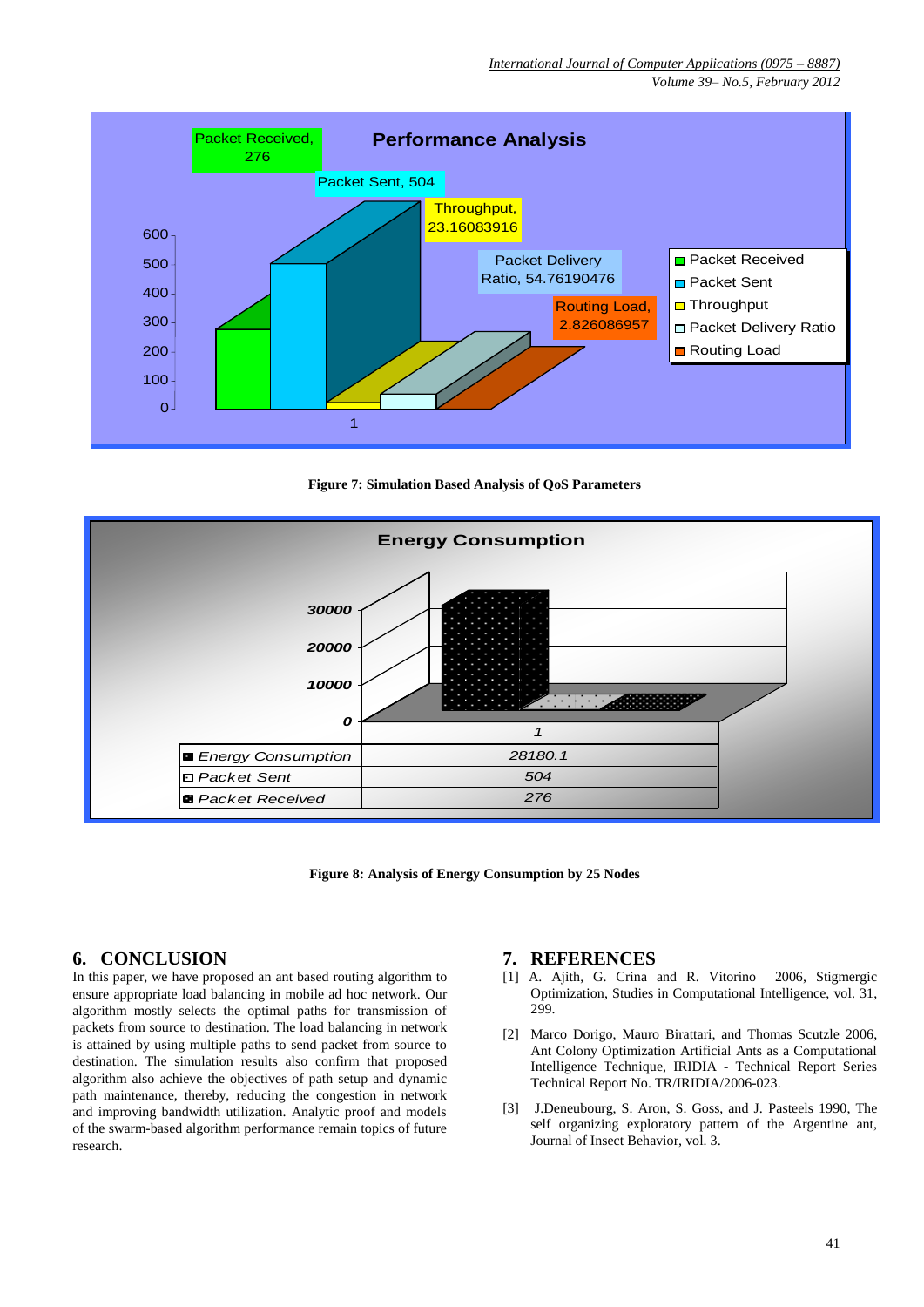Figure 7: Simulation Based Analysis of QoS Parameters

Figure 8: Analysis of Energy Consumption by 25 Nodes

## 6. CONCLUSION

In this paper, we have proposed an ant based routing algorithm to ensure appropriate load balancing in mobile ad hoc network. Our algorithm mostly selects the optimal paths for transmission of packets from source to destination. The load balancing in network is attained by using multiple paths to send packet from source to destination. The simulation results also confirm that proposed algorithm also achieve the objectives of path setup and dynamic path maintenance, thereby, reducing the congestion in network and improving bandwidth utilization. Analytic proof and models of the swarm-based algorithm performance remain topics of future research.

## 7. REFERENCES

[1] A. Ajith, G. Crina and R. Vitorino 2006, Stigmergic Optimization, Studies in Computational Intelligence, vol. 31, 299.

[2] Marco Dorigo, Mauro Birattari, and Thomas Scutzle 2006, Ant Colony Optimization Artificial Ants as a Computational Intelligence Technique, IRIDIA - Technical Report Series Technical Report No. TR/IRIDIA/2006-023.

[3] J.Deneubourg, S. Aron, S. Goss, and J. Pasteels 1990, The self organizing exploratory pattern of the Argentine ant, Journal of Insect Behavior, vol. 3.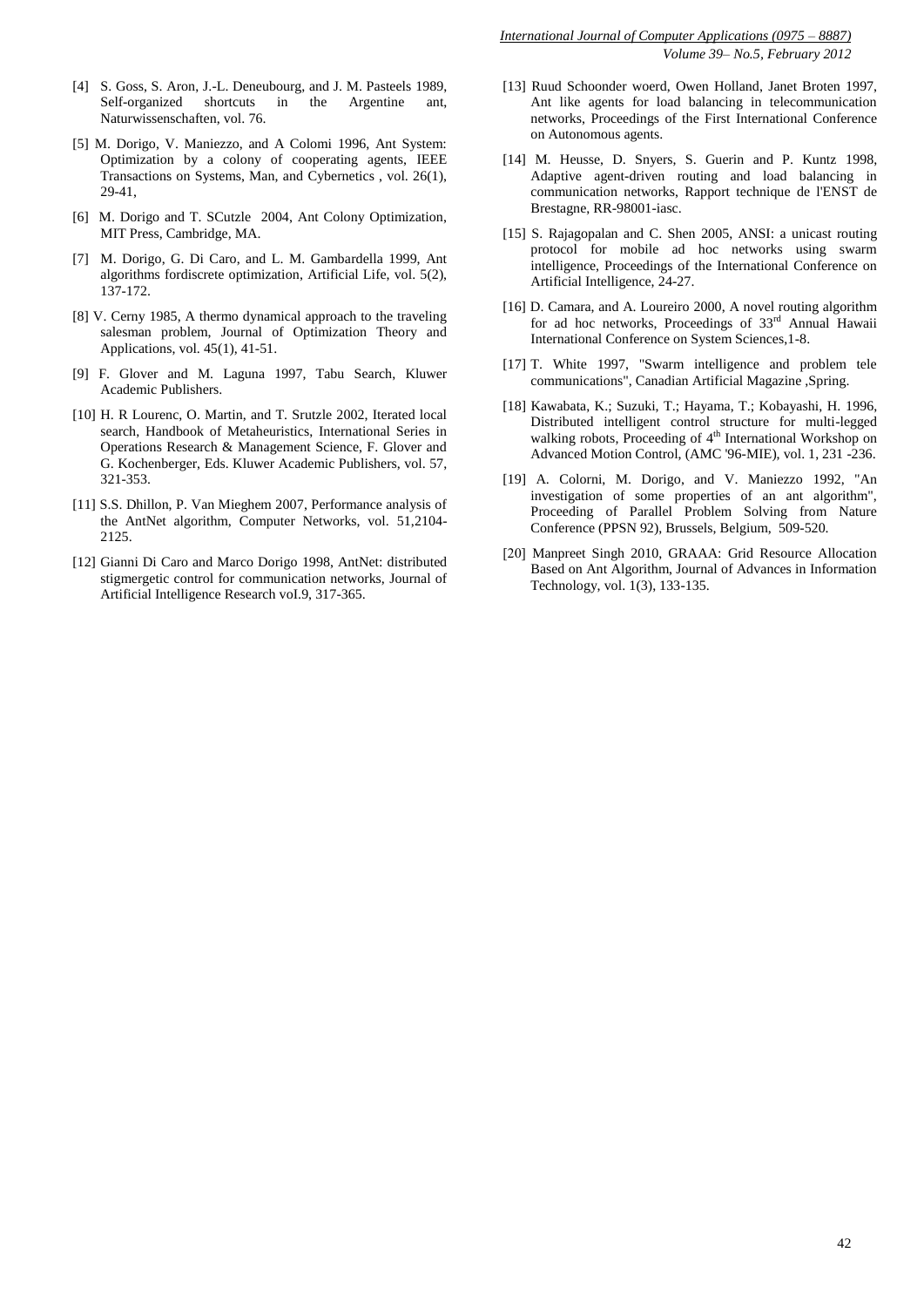[4] S. Goss, S. Aron, J.-L. Deneubourg, and J. M. Pasteels 1989, Self-organized shortcuts in the Argentine ant, Naturwissenschaften, vol. 76.

[5] M. Dorigo, V. Maniezzo, and A Colomi 1996, Ant System: Optimization by a colony of cooperating agents, IEEE Transactions on Systems, Man, and Cybernetics , vol. 26(1), 29-41,

[6] M. Dorigo and T. SCutzle 2004, Ant Colony Optimization, MIT Press, Cambridge, MA.

[7] M. Dorigo, G. Di Caro, and L. M. Gambardella 1999, Ant algorithms fordiscrete optimization, Artificial Life, vol. 5(2), 137-172.

[8] V. Cerny 1985, A thermo dynamical approach to the traveling salesman problem, Journal of Optimization Theory and Applications, vol. 45(1), 41-51.

[9] F. Glover and M. Laguna 1997, Tabu Search, Kluwer Academic Publishers.

[10] H. R Lourenc, O. Martin, and T. Srutzle 2002, Iterated local search, Handbook of Metaheuristics, International Series in Operations Research & Management Science, F. Glover and G. Kochenberger, Eds. Kluwer Academic Publishers, vol. 57, 321-353.

[11] S.S. Dhillon, P. Van Mieghem 2007, Performance analysis of the AntNet algorithm, Computer Networks, vol. 51,2104-2125.

[12] Gianni Di Caro and Marco Dorigo 1998, AntNet: distributed stigmergetic control for communication networks, Journal of Artificial Intelligence Research voI.9, 317-365.

[13] Ruud Schoonder woerd, Owen Holland, Janet Broten 1997, Ant like agents for load balancing in telecommunication networks, Proceedings of the First International Conference on Autonomous agents.

[14] M. Heusse, D. Snyers, S. Guerin and P. Kuntz 1998, Adaptive agent-driven routing and load balancing in communication networks, Rapport technique de l'ENST de Brestagne, RR-98001-iasc.

[15] S. Rajagopalan and C. Shen 2005, ANSI: a unicast routing protocol for mobile ad hoc networks using swarm intelligence, Proceedings of the International Conference on Artificial Intelligence, 24-27.

[16] D. Camara, and A. Loureiro 2000, A novel routing algorithm for ad hoc networks, Proceedings of 33rd Annual Hawaii International Conference on System Sciences,1-8.

[17] T. White 1997, "Swarm intelligence and problem tele communications", Canadian Artificial Magazine ,Spring.

[18] Kawabata, K.; Suzuki, T.; Hayama, T.; Kobayashi, H. 1996, Distributed intelligent control structure for multi-legged walking robots, Proceeding of 4th International Workshop on Advanced Motion Control, (AMC '96-MIE), vol. 1, 231 -236.

[19] A. Colorni, M. Dorigo, and V. Maniezzo 1992, "An investigation of some properties of an ant algorithm", Proceeding of Parallel Problem Solving from Nature Conference (PPSN 92), Brussels, Belgium, 509-520.

[20] Manpreet Singh 2010, GRAAA: Grid Resource Allocation Based on Ant Algorithm, Journal of Advances in Information Technology, vol. 1(3), 133-135.